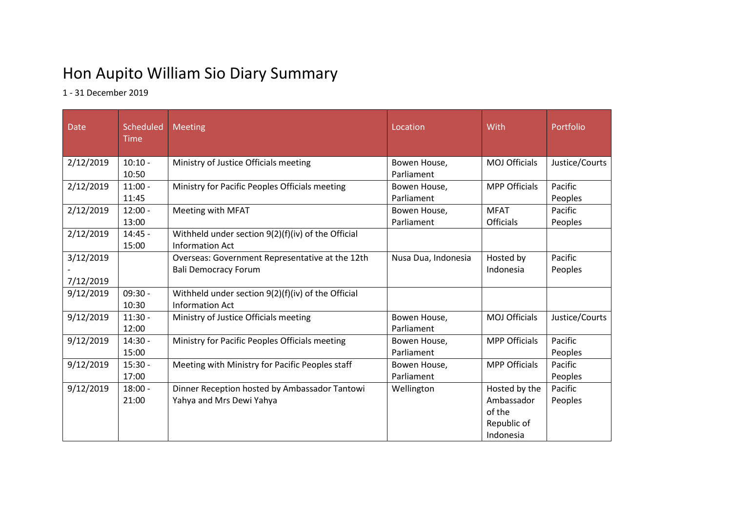# Hon Aupito William Sio Diary Summary

1 - 31 December 2019

| Date | Scheduled Time | Meeting | Location | With | Portfolio |
|---|---|---|---|---|---|
| 2/12/2019 | 10:10 - 10:50 | Ministry of Justice Officials meeting | Bowen House, Parliament | MOJ Officials | Justice/Courts |
| 2/12/2019 | 11:00 - 11:45 | Ministry for Pacific Peoples Officials meeting | Bowen House, Parliament | MPP Officials | Pacific Peoples |
| 2/12/2019 | 12:00 - 13:00 | Meeting with MFAT | Bowen House, Parliament | MFAT Officials | Pacific Peoples |
| 2/12/2019 | 14:45 - 15:00 | Withheld under section 9(2)(f)(iv) of the Official Information Act | | | |
| 3/12/2019 - 7/12/2019 | | Overseas: Government Representative at the 12th Bali Democracy Forum | Nusa Dua, Indonesia | Hosted by Indonesia | Pacific Peoples |
| 9/12/2019 | 09:30 - 10:30 | Withheld under section 9(2)(f)(iv) of the Official Information Act | | | |
| 9/12/2019 | 11:30 - 12:00 | Ministry of Justice Officials meeting | Bowen House, Parliament | MOJ Officials | Justice/Courts |
| 9/12/2019 | 14:30 - 15:00 | Ministry for Pacific Peoples Officials meeting | Bowen House, Parliament | MPP Officials | Pacific Peoples |
| 9/12/2019 | 15:30 - 17:00 | Meeting with Ministry for Pacific Peoples staff | Bowen House, Parliament | MPP Officials | Pacific Peoples |
| 9/12/2019 | 18:00 - 21:00 | Dinner Reception hosted by Ambassador Tantowi Yahya and Mrs Dewi Yahya | Wellington | Hosted by the Ambassador of the Republic of Indonesia | Pacific Peoples |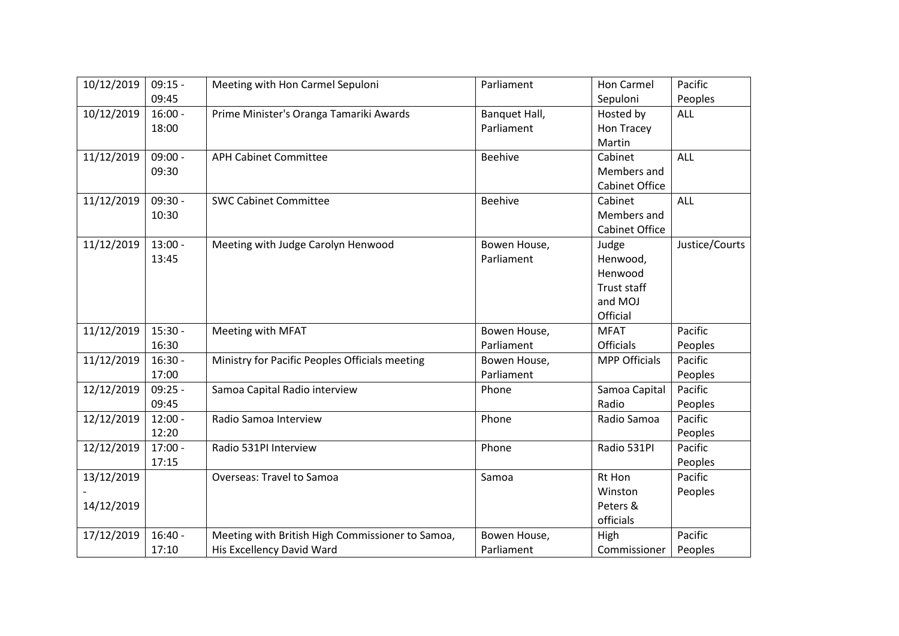| 10/12/2019 | 09:15 - 09:45 | Meeting with Hon Carmel Sepuloni | Parliament | Hon Carmel Sepuloni | Pacific Peoples |
|---|---|---|---|---|---|
| 10/12/2019 | 16:00 - 18:00 | Prime Minister's Oranga Tamariki Awards | Banquet Hall, Parliament | Hosted by Hon Tracey Martin | ALL |
| 11/12/2019 | 09:00 - 09:30 | APH Cabinet Committee | Beehive | Cabinet Members and Cabinet Office | ALL |
| 11/12/2019 | 09:30 - 10:30 | SWC Cabinet Committee | Beehive | Cabinet Members and Cabinet Office | ALL |
| 11/12/2019 | 13:00 - 13:45 | Meeting with Judge Carolyn Henwood | Bowen House, Parliament | Judge Henwood, Henwood Trust staff and MOJ Official | Justice/Courts |
| 11/12/2019 | 15:30 - 16:30 | Meeting with MFAT | Bowen House, Parliament | MFAT Officials | Pacific Peoples |
| 11/12/2019 | 16:30 - 17:00 | Ministry for Pacific Peoples Officials meeting | Bowen House, Parliament | MPP Officials | Pacific Peoples |
| 12/12/2019 | 09:25 - 09:45 | Samoa Capital Radio interview | Phone | Samoa Capital Radio | Pacific Peoples |
| 12/12/2019 | 12:00 - 12:20 | Radio Samoa Interview | Phone | Radio Samoa | Pacific Peoples |
| 12/12/2019 | 17:00 - 17:15 | Radio 531PI Interview | Phone | Radio 531PI | Pacific Peoples |
| 13/12/2019 - 14/12/2019 | | Overseas: Travel to Samoa | Samoa | Rt Hon Winston Peters & officials | Pacific Peoples |
| 17/12/2019 | 16:40 - 17:10 | Meeting with British High Commissioner to Samoa, His Excellency David Ward | Bowen House, Parliament | High Commissioner | Pacific Peoples |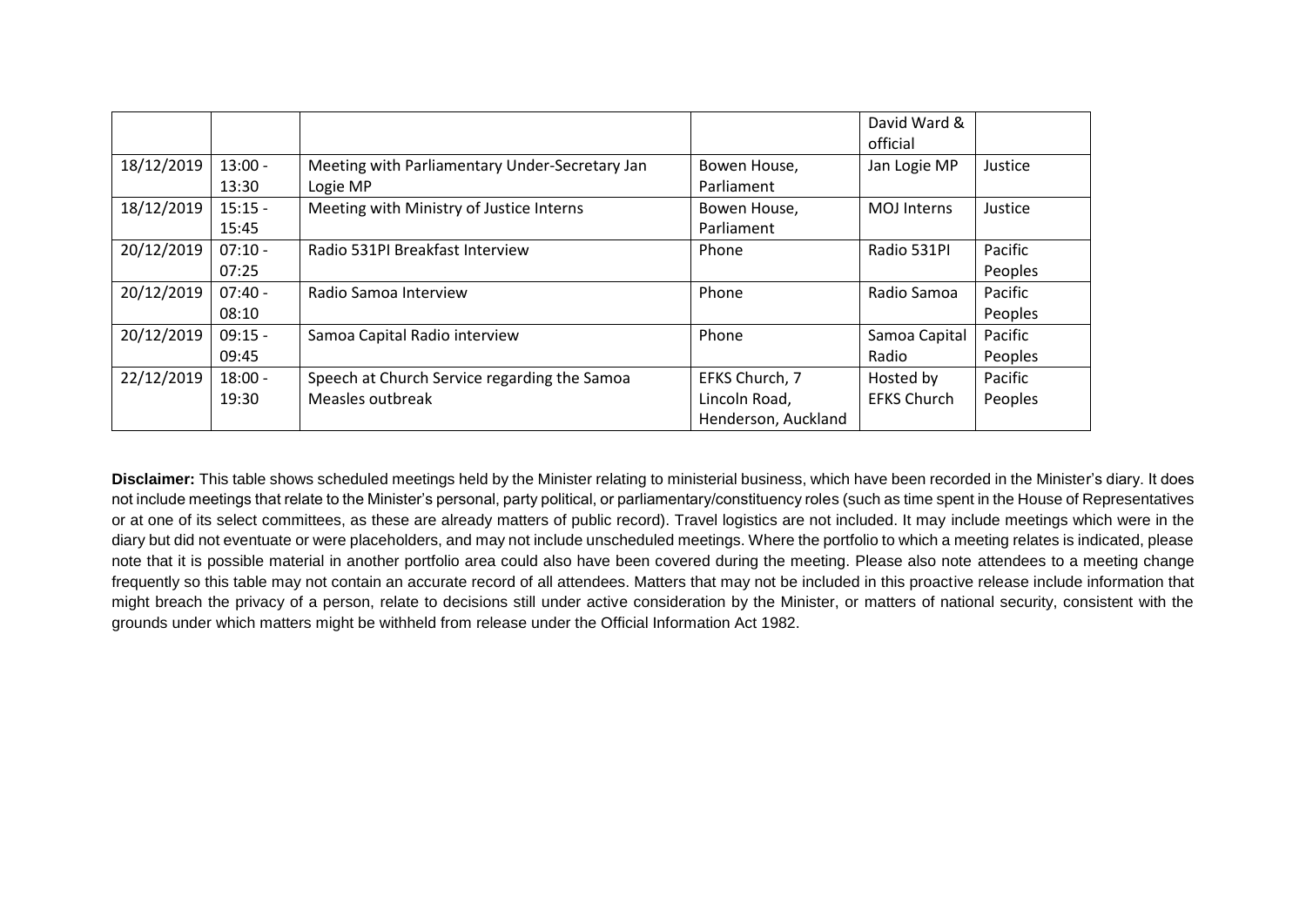| | | | | | |
|---|---|---|---|---|---|
| | | | | David Ward & official | |
| 18/12/2019 | 13:00 - 13:30 | Meeting with Parliamentary Under-Secretary Jan Logie MP | Bowen House, Parliament | Jan Logie MP | Justice |
| 18/12/2019 | 15:15 - 15:45 | Meeting with Ministry of Justice Interns | Bowen House, Parliament | MOJ Interns | Justice |
| 20/12/2019 | 07:10 - 07:25 | Radio 531PI Breakfast Interview | Phone | Radio 531PI | Pacific Peoples |
| 20/12/2019 | 07:40 - 08:10 | Radio Samoa Interview | Phone | Radio Samoa | Pacific Peoples |
| 20/12/2019 | 09:15 - 09:45 | Samoa Capital Radio interview | Phone | Samoa Capital Radio | Pacific Peoples |
| 22/12/2019 | 18:00 - 19:30 | Speech at Church Service regarding the Samoa Measles outbreak | EFKS Church, 7 Lincoln Road, Henderson, Auckland | Hosted by EFKS Church | Pacific Peoples |

**Disclaimer:** This table shows scheduled meetings held by the Minister relating to ministerial business, which have been recorded in the Minister's diary. It does not include meetings that relate to the Minister's personal, party political, or parliamentary/constituency roles (such as time spent in the House of Representatives or at one of its select committees, as these are already matters of public record). Travel logistics are not included. It may include meetings which were in the diary but did not eventuate or were placeholders, and may not include unscheduled meetings. Where the portfolio to which a meeting relates is indicated, please note that it is possible material in another portfolio area could also have been covered during the meeting. Please also note attendees to a meeting change frequently so this table may not contain an accurate record of all attendees. Matters that may not be included in this proactive release include information that might breach the privacy of a person, relate to decisions still under active consideration by the Minister, or matters of national security, consistent with the grounds under which matters might be withheld from release under the Official Information Act 1982.